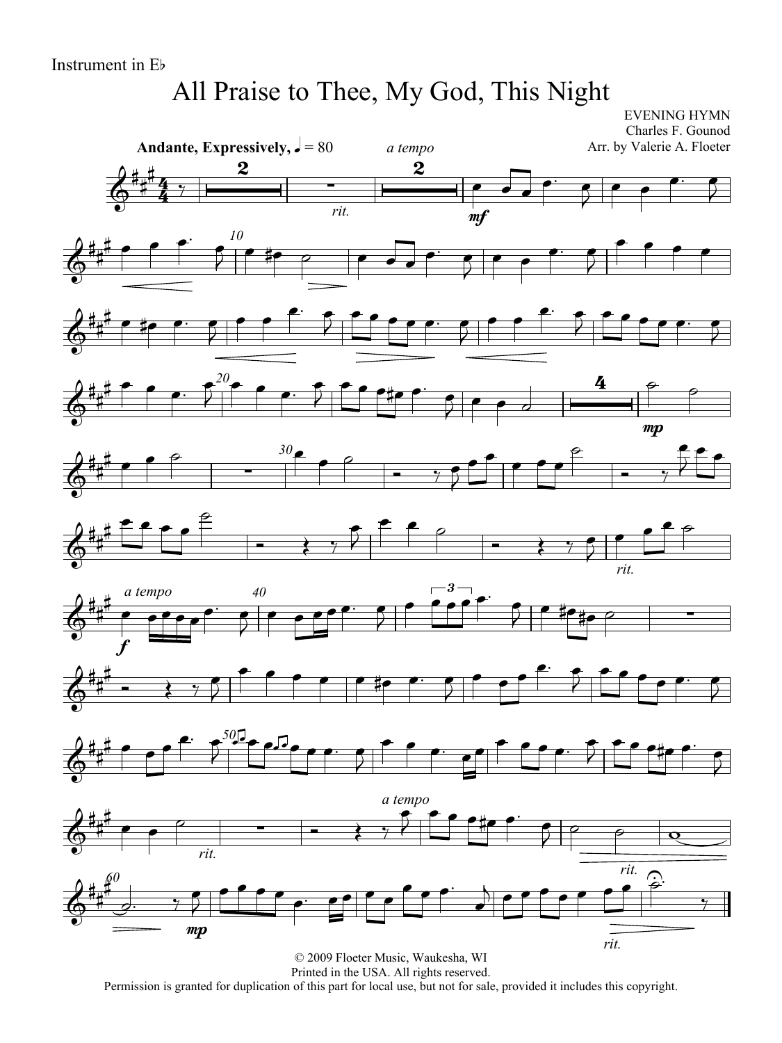Instrument in E♭

# All Praise to Thee, My God, This Night

EVENING HYMN
Charles F. Gounod
Arr. by Valerie A. Floeter

**Andante, Expressively,** ♩ = 80

© 2009 Floeter Music, Waukesha, WI
Printed in the USA. All rights reserved.
Permission is granted for duplication of this part for local use, but not for sale, provided it includes this copyright.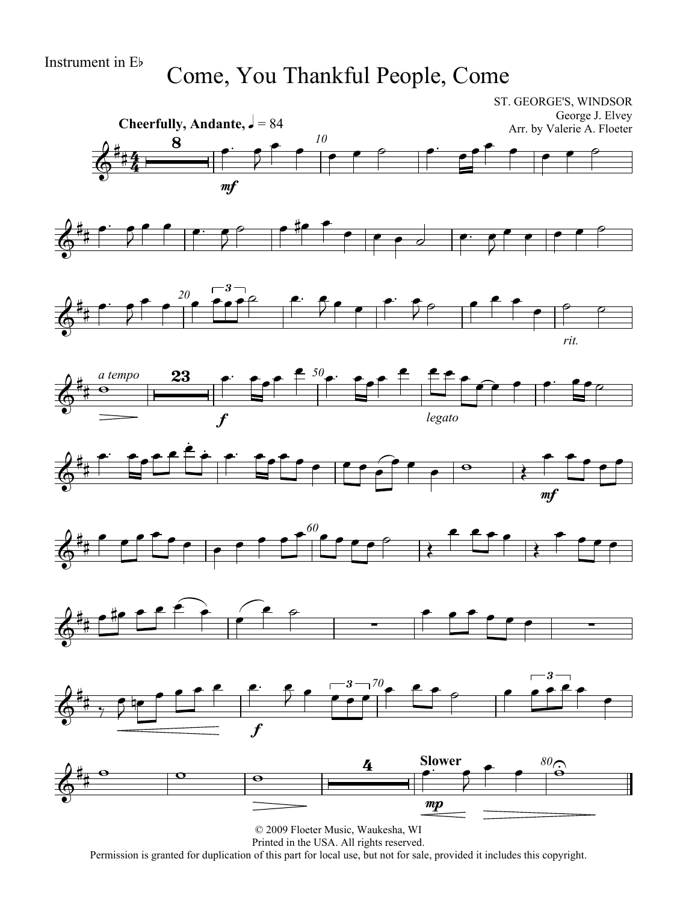Instrument in E♭

# Come, You Thankful People, Come

ST. GEORGE'S, WINDSOR
George J. Elvey
Arr. by Valerie A. Floeter

**Cheerfully, Andante,** ♩ = 84

© 2009 Floeter Music, Waukesha, WI
Printed in the USA. All rights reserved.
Permission is granted for duplication of this part for local use, but not for sale, provided it includes this copyright.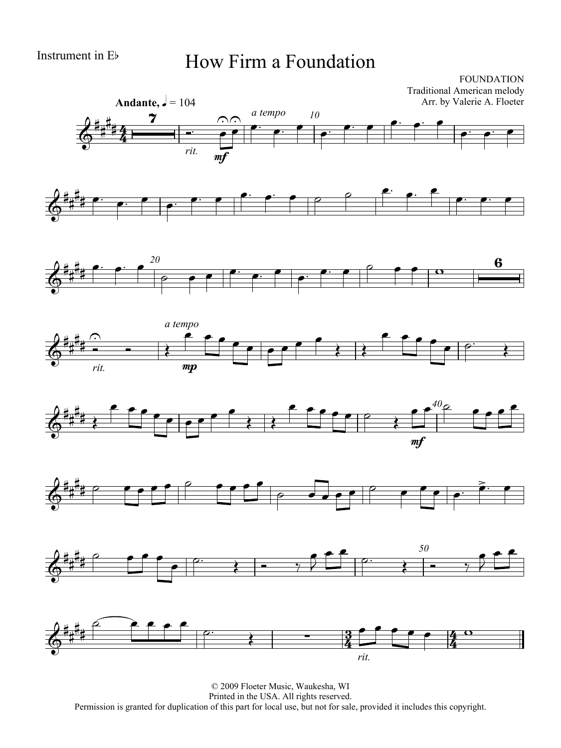Instrument in E♭

# How Firm a Foundation

FOUNDATION
Traditional American melody
Arr. by Valerie A. Floeter

**Andante,** ♩ = 104

*a tempo*

*rit.*

*mf*

*mp*

*rit.*

© 2009 Floeter Music, Waukesha, WI
Printed in the USA. All rights reserved.
Permission is granted for duplication of this part for local use, but not for sale, provided it includes this copyright.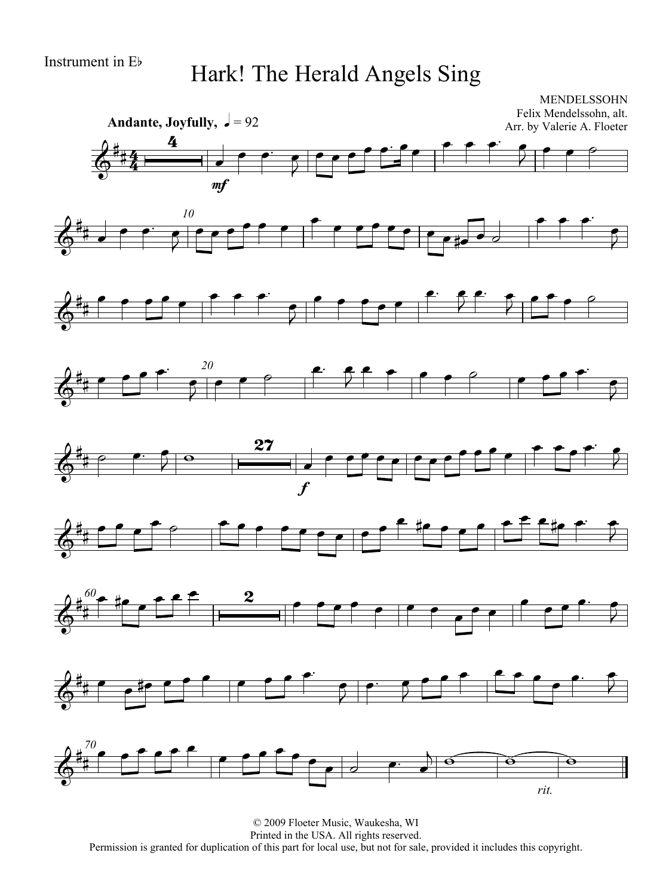Instrument in E♭

# Hark! The Herald Angels Sing

MENDELSSOHN
Felix Mendelssohn, alt.
Arr. by Valerie A. Floeter

**Andante, Joyfully,** ♩ = 92

*mf*

*f*

*rit.*

© 2009 Floeter Music, Waukesha, WI
Printed in the USA. All rights reserved.
Permission is granted for duplication of this part for local use, but not for sale, provided it includes this copyright.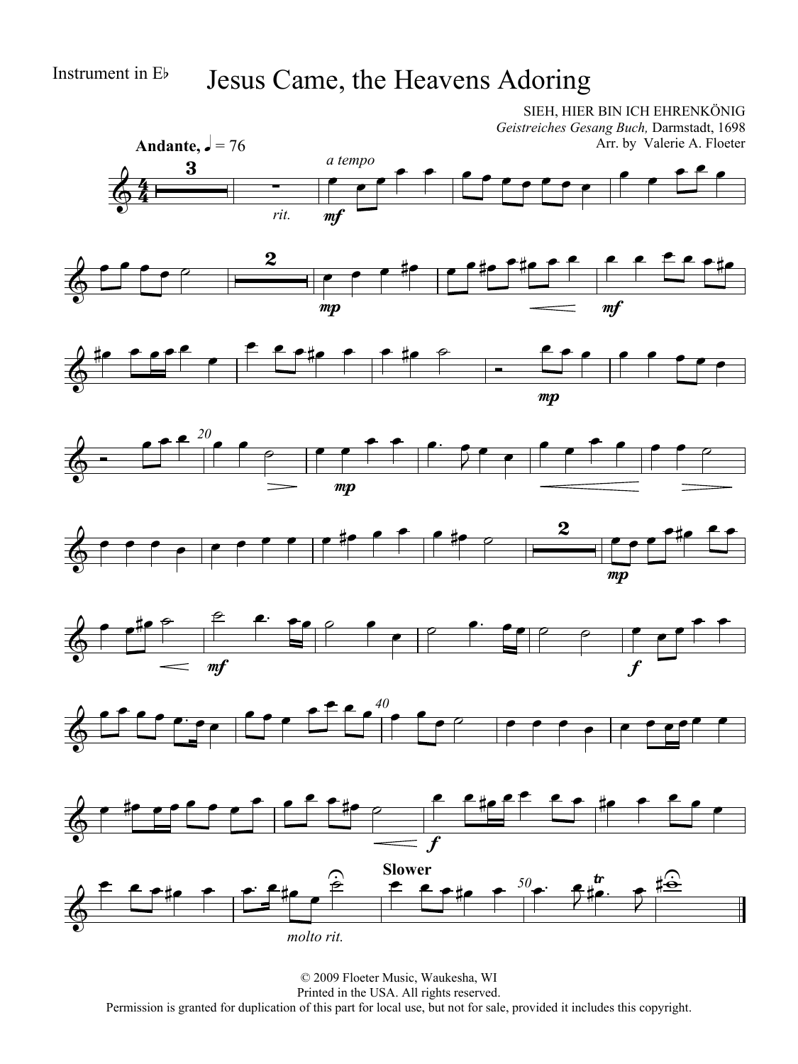Instrument in E♭

# Jesus Came, the Heavens Adoring

SIEH, HIER BIN ICH EHRENKÖNIG
*Geistreiches Gesang Buch,* Darmstadt, 1698
Arr. by Valerie A. Floeter

© 2009 Floeter Music, Waukesha, WI
Printed in the USA. All rights reserved.
Permission is granted for duplication of this part for local use, but not for sale, provided it includes this copyright.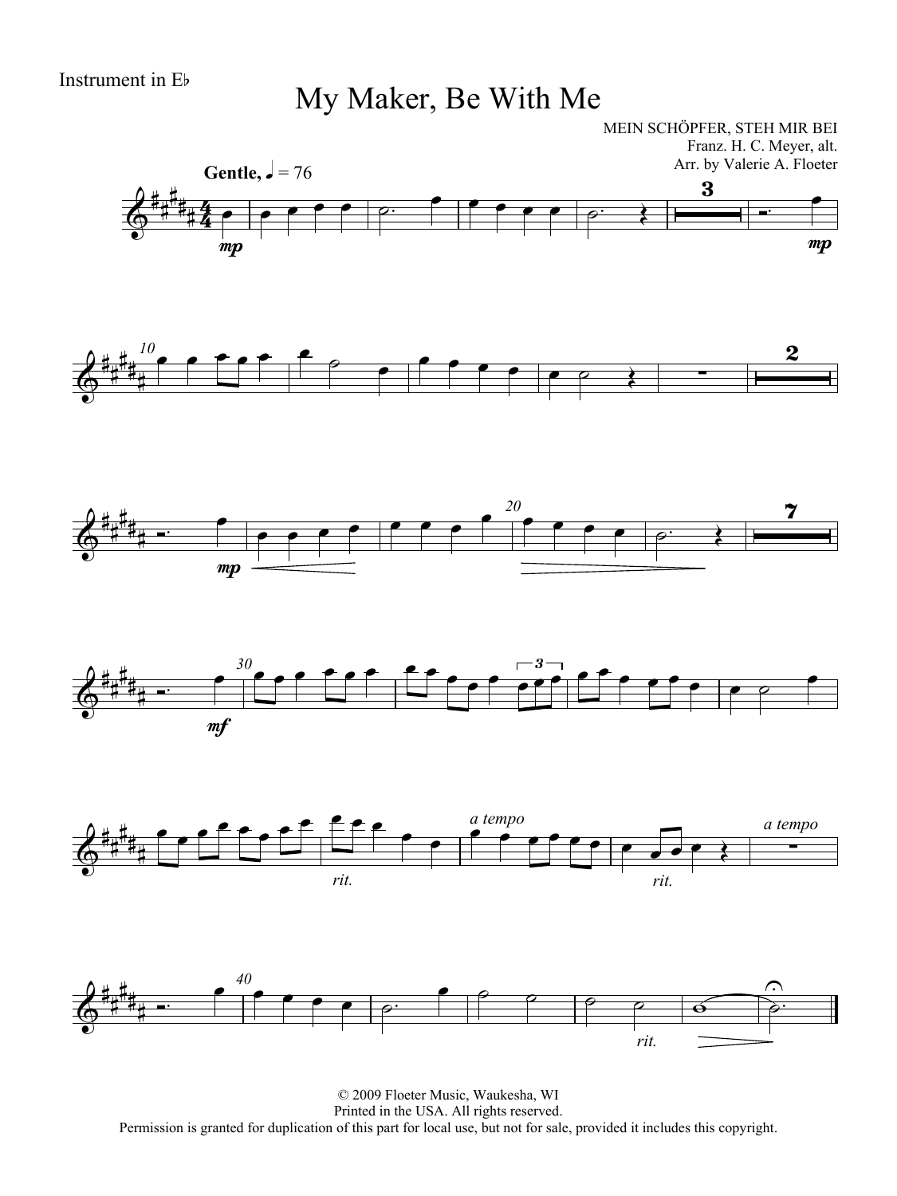Instrument in E♭

# My Maker, Be With Me

MEIN SCHÖPFER, STEH MIR BEI
Franz. H. C. Meyer, alt.
Arr. by Valerie A. Floeter

**Gentle,** ♩ = 76

© 2009 Floeter Music, Waukesha, WI
Printed in the USA. All rights reserved.
Permission is granted for duplication of this part for local use, but not for sale, provided it includes this copyright.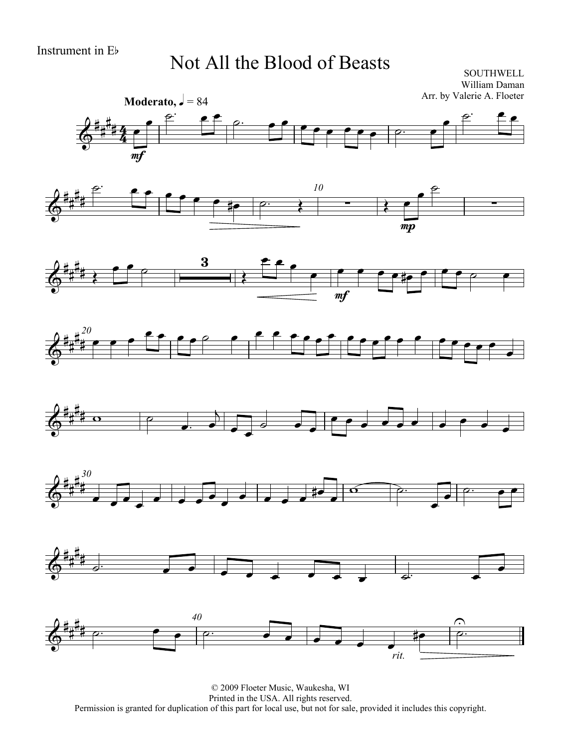Instrument in E♭

# Not All the Blood of Beasts

SOUTHWELL
William Daman
Arr. by Valerie A. Floeter

**Moderato,** ♩ = 84

© 2009 Floeter Music, Waukesha, WI
Printed in the USA. All rights reserved.
Permission is granted for duplication of this part for local use, but not for sale, provided it includes this copyright.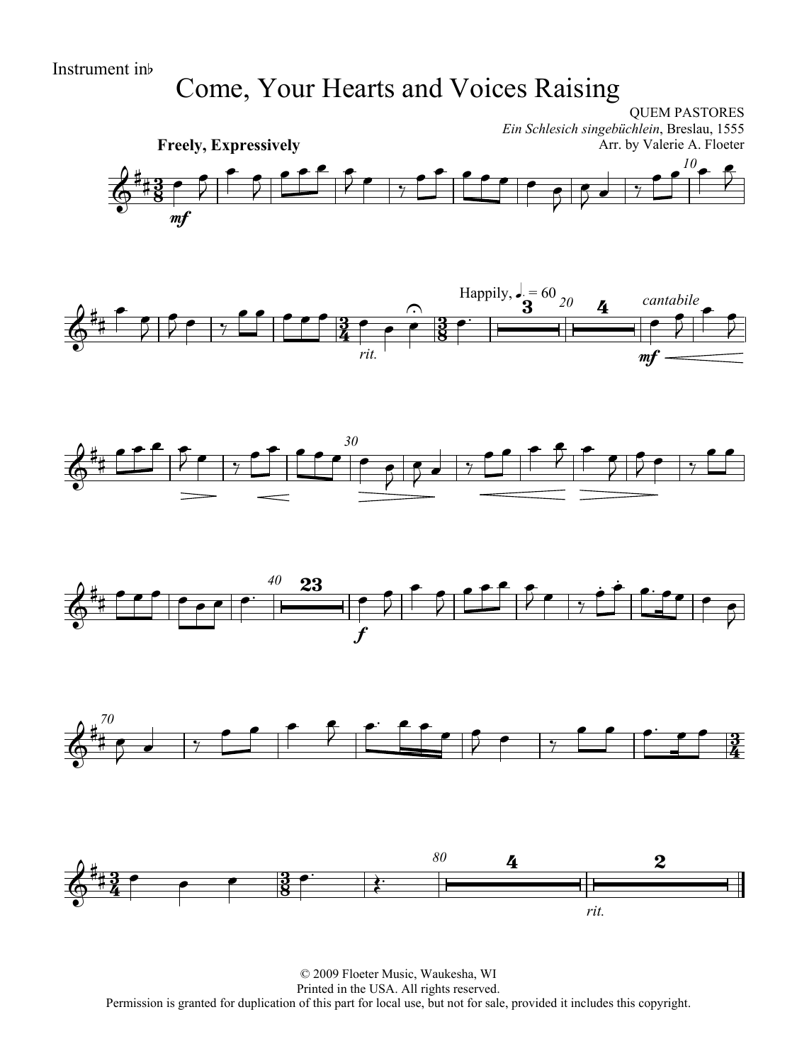Instrument in♭

# Come, Your Hearts and Voices Raising

QUEM PASTORES
*Ein Schlesich singebüchlein*, Breslau, 1555
Arr. by Valerie A. Floeter

© 2009 Floeter Music, Waukesha, WI
Printed in the USA. All rights reserved.
Permission is granted for duplication of this part for local use, but not for sale, provided it includes this copyright.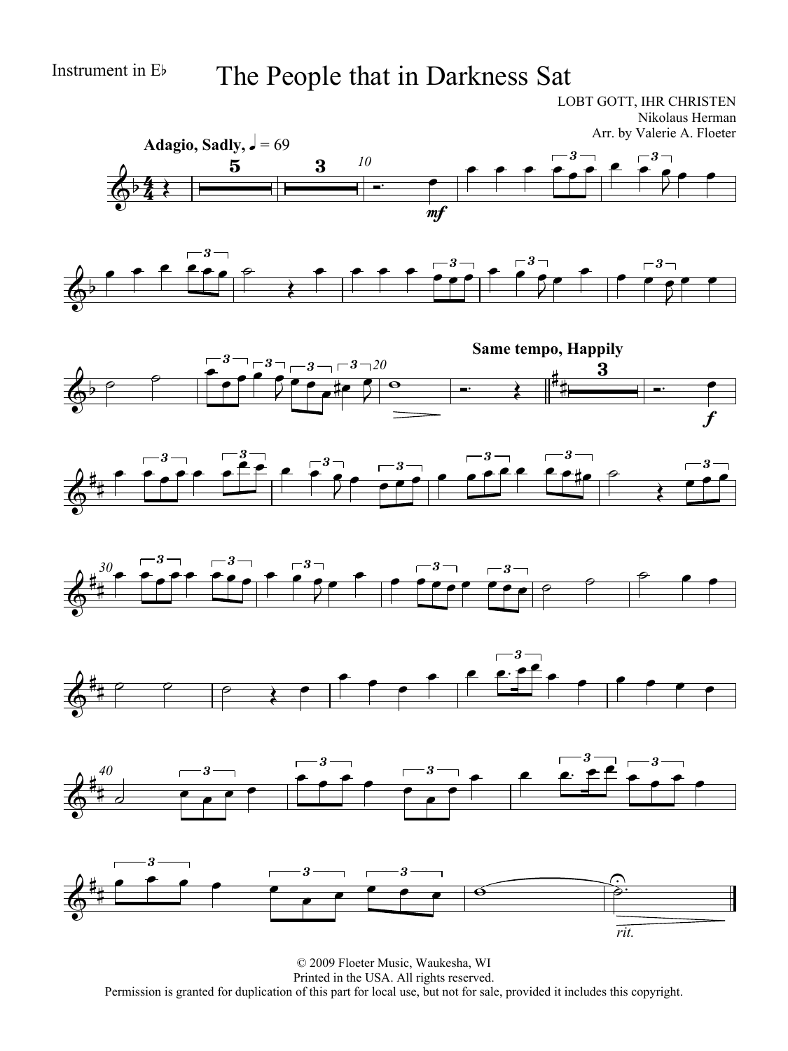Instrument in E♭

# The People that in Darkness Sat

LOBT GOTT, IHR CHRISTEN
Nikolaus Herman
Arr. by Valerie A. Floeter

**Adagio, Sadly,** ♩ = 69

*mf*

**Same tempo, Happily**

*f*

*rit.*

© 2009 Floeter Music, Waukesha, WI
Printed in the USA. All rights reserved.
Permission is granted for duplication of this part for local use, but not for sale, provided it includes this copyright.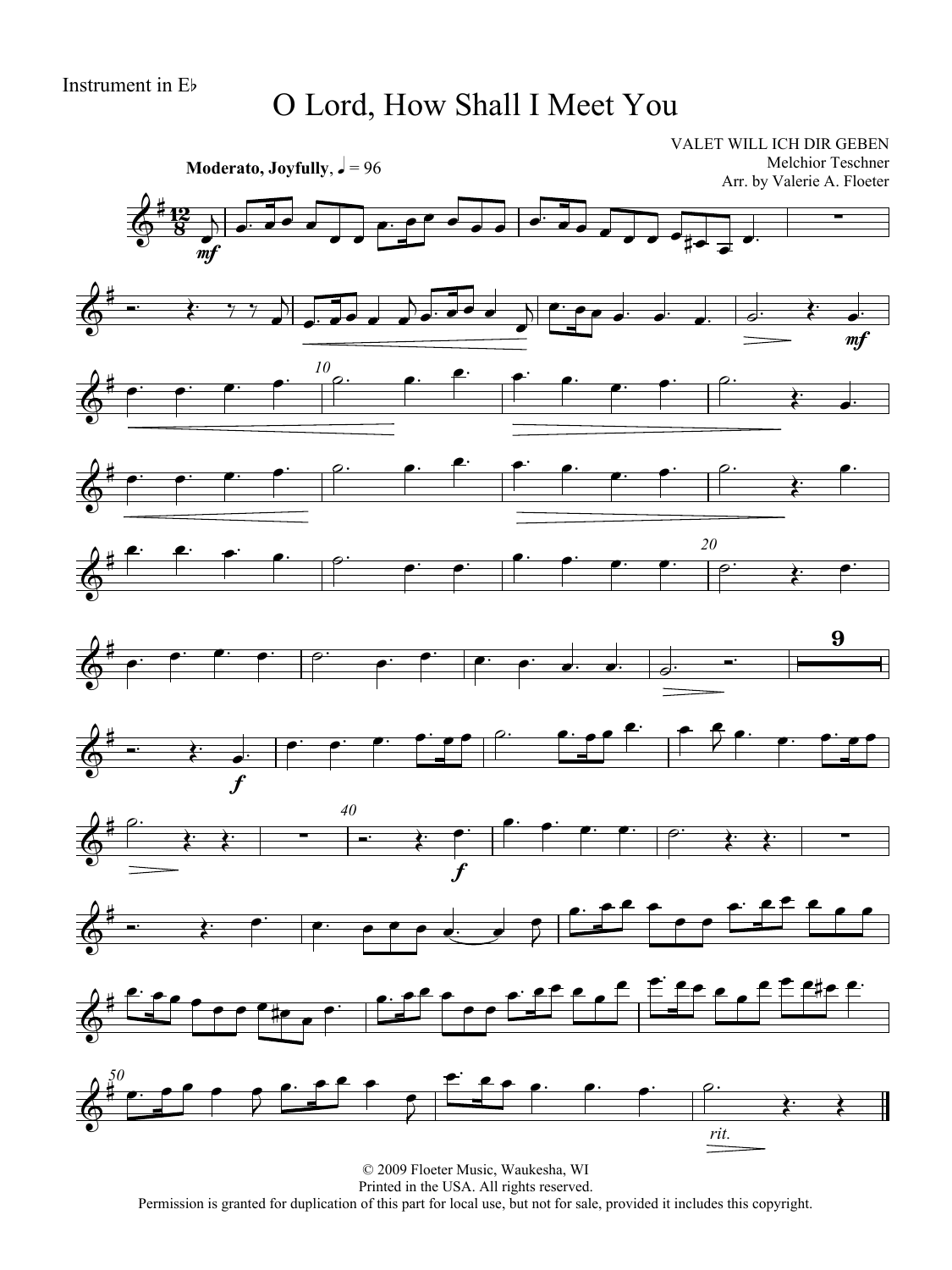Instrument in E♭

# O Lord, How Shall I Meet You

VALET WILL ICH DIR GEBEN
Melchior Teschner
Arr. by Valerie A. Floeter

**Moderato, Joyfully**, ♩ = 96

© 2009 Floeter Music, Waukesha, WI
Printed in the USA. All rights reserved.
Permission is granted for duplication of this part for local use, but not for sale, provided it includes this copyright.